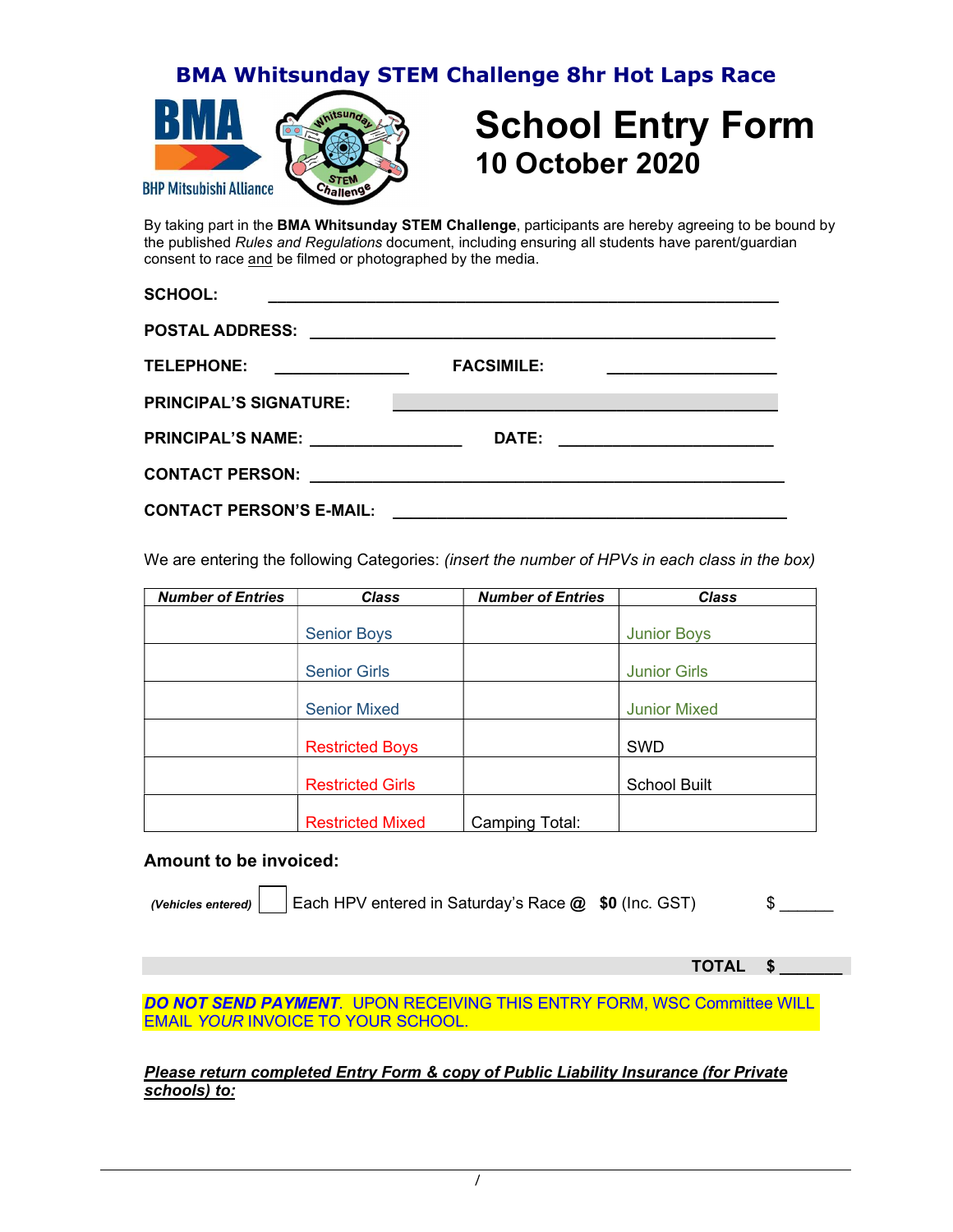## BMA Whitsunday STEM Challenge 8hr Hot Laps Race

# School Entry Form
## 10 October 2020

By taking part in the **BMA Whitsunday STEM Challenge**, participants are hereby agreeing to be bound by the published *Rules and Regulations* document, including ensuring all students have parent/guardian consent to race and be filmed or photographed by the media.

**SCHOOL:** ____________________________________________________

**POSTAL ADDRESS:** ____________________________________________________

**TELEPHONE:** ______________ **FACSIMILE:** __________________

**PRINCIPAL'S SIGNATURE:** ________________________________________

**PRINCIPAL'S NAME:** ________________ **DATE:** ______________________

**CONTACT PERSON:** ____________________________________________________

**CONTACT PERSON'S E-MAIL:** ________________________________________

We are entering the following Categories: *(insert the number of HPVs in each class in the box)*

| ***Number of Entries*** | ***Class*** | ***Number of Entries*** | ***Class*** |
|---|---|---|---|
| | Senior Boys | | Junior Boys |
| | Senior Girls | | Junior Girls |
| | Senior Mixed | | Junior Mixed |
| | Restricted Boys | | SWD |
| | Restricted Girls | | School Built |
| | Restricted Mixed | Camping Total: | |

### Amount to be invoiced:

***(Vehicles entered)*** ☐ Each HPV entered in Saturday's Race **@** **$0** (Inc. GST) $ ______

**TOTAL $ _______**

***DO NOT SEND PAYMENT***. UPON RECEIVING THIS ENTRY FORM, WSC Committee WILL EMAIL *YOUR* INVOICE TO YOUR SCHOOL.

***Please return completed Entry Form & copy of Public Liability Insurance (for Private schools) to:***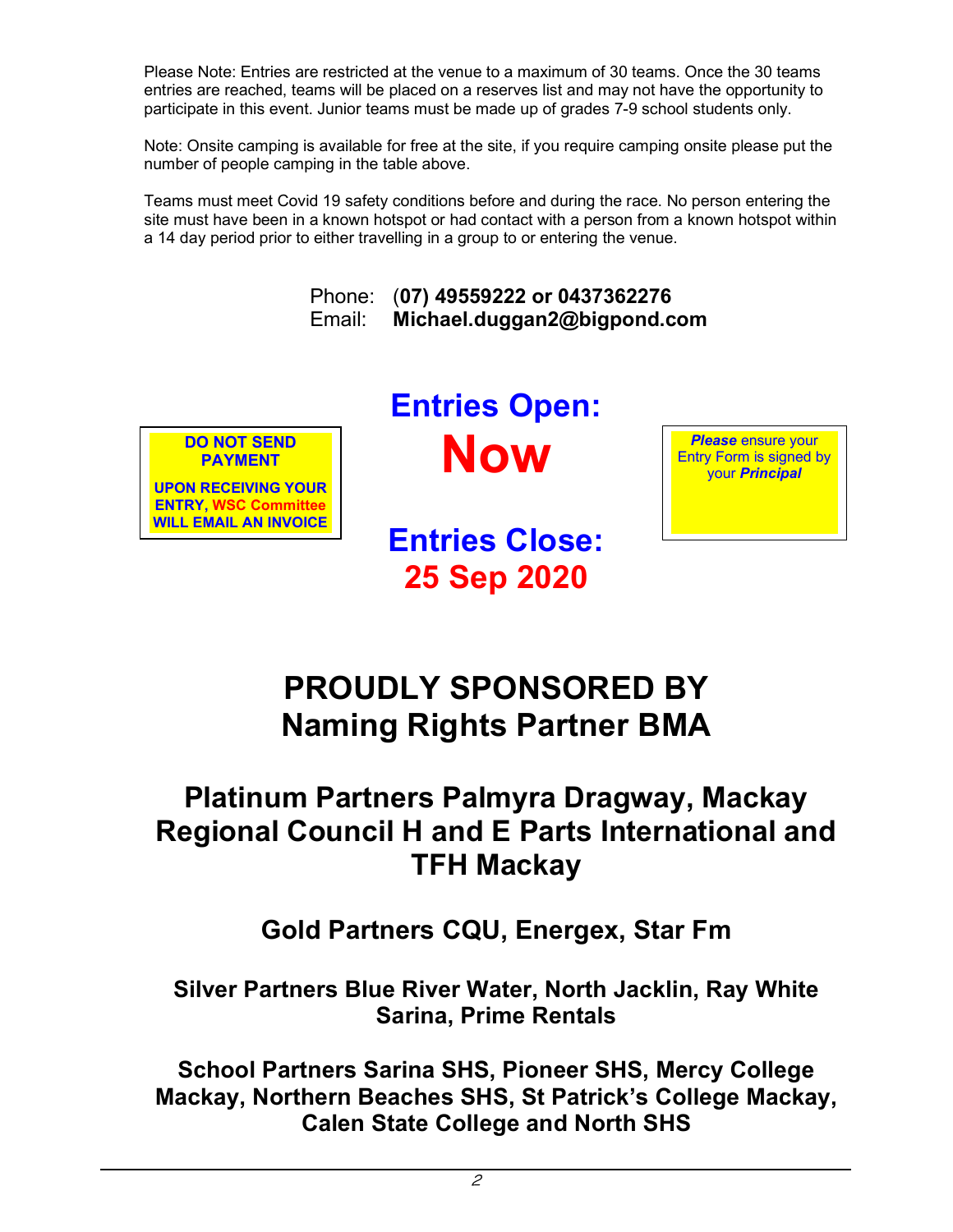Please Note: Entries are restricted at the venue to a maximum of 30 teams. Once the 30 teams entries are reached, teams will be placed on a reserves list and may not have the opportunity to participate in this event. Junior teams must be made up of grades 7-9 school students only.

Note: Onsite camping is available for free at the site, if you require camping onsite please put the number of people camping in the table above.

Teams must meet Covid 19 safety conditions before and during the race. No person entering the site must have been in a known hotspot or had contact with a person from a known hotspot within a 14 day period prior to either travelling in a group to or entering the venue.

Phone: **(07) 49559222 or 0437362276**
Email: **Michael.duggan2@bigpond.com**

**DO NOT SEND PAYMENT**

**UPON RECEIVING YOUR ENTRY, WSC Committee WILL EMAIL AN INVOICE**

## Entries Open:

# Now

## Entries Close:

## 25 Sep 2020

***Please*** ensure your Entry Form is signed by your ***Principal***

# PROUDLY SPONSORED BY Naming Rights Partner BMA

## Platinum Partners Palmyra Dragway, Mackay Regional Council H and E Parts International and TFH Mackay

### Gold Partners CQU, Energex, Star Fm

### Silver Partners Blue River Water, North Jacklin, Ray White Sarina, Prime Rentals

### School Partners Sarina SHS, Pioneer SHS, Mercy College Mackay, Northern Beaches SHS, St Patrick's College Mackay, Calen State College and North SHS